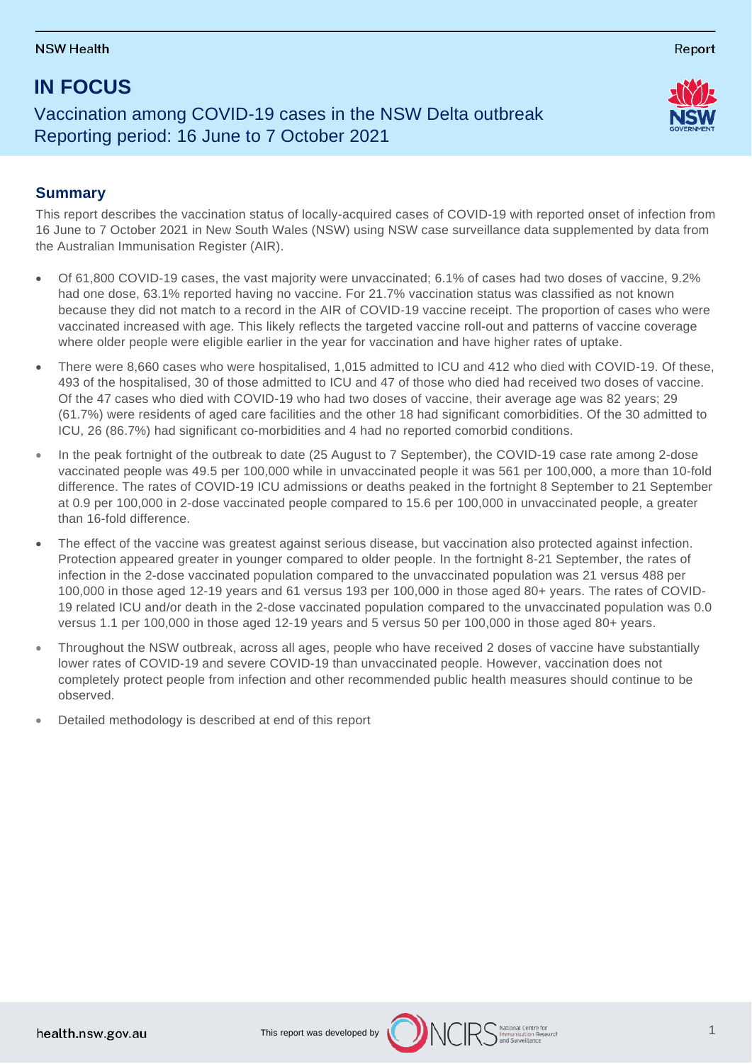NSW Health

Report

# IN FOCUS

## Vaccination among COVID-19 cases in the NSW Delta outbreak
## Reporting period: 16 June to 7 October 2021

### Summary

This report describes the vaccination status of locally-acquired cases of COVID-19 with reported onset of infection from 16 June to 7 October 2021 in New South Wales (NSW) using NSW case surveillance data supplemented by data from the Australian Immunisation Register (AIR).

- Of 61,800 COVID-19 cases, the vast majority were unvaccinated; 6.1% of cases had two doses of vaccine, 9.2% had one dose, 63.1% reported having no vaccine. For 21.7% vaccination status was classified as not known because they did not match to a record in the AIR of COVID-19 vaccine receipt. The proportion of cases who were vaccinated increased with age. This likely reflects the targeted vaccine roll-out and patterns of vaccine coverage where older people were eligible earlier in the year for vaccination and have higher rates of uptake.
- There were 8,660 cases who were hospitalised, 1,015 admitted to ICU and 412 who died with COVID-19. Of these, 493 of the hospitalised, 30 of those admitted to ICU and 47 of those who died had received two doses of vaccine. Of the 47 cases who died with COVID-19 who had two doses of vaccine, their average age was 82 years; 29 (61.7%) were residents of aged care facilities and the other 18 had significant comorbidities. Of the 30 admitted to ICU, 26 (86.7%) had significant co-morbidities and 4 had no reported comorbid conditions.
- In the peak fortnight of the outbreak to date (25 August to 7 September), the COVID-19 case rate among 2-dose vaccinated people was 49.5 per 100,000 while in unvaccinated people it was 561 per 100,000, a more than 10-fold difference. The rates of COVID-19 ICU admissions or deaths peaked in the fortnight 8 September to 21 September at 0.9 per 100,000 in 2-dose vaccinated people compared to 15.6 per 100,000 in unvaccinated people, a greater than 16-fold difference.
- The effect of the vaccine was greatest against serious disease, but vaccination also protected against infection. Protection appeared greater in younger compared to older people. In the fortnight 8-21 September, the rates of infection in the 2-dose vaccinated population compared to the unvaccinated population was 21 versus 488 per 100,000 in those aged 12-19 years and 61 versus 193 per 100,000 in those aged 80+ years. The rates of COVID-19 related ICU and/or death in the 2-dose vaccinated population compared to the unvaccinated population was 0.0 versus 1.1 per 100,000 in those aged 12-19 years and 5 versus 50 per 100,000 in those aged 80+ years.
- Throughout the NSW outbreak, across all ages, people who have received 2 doses of vaccine have substantially lower rates of COVID-19 and severe COVID-19 than unvaccinated people. However, vaccination does not completely protect people from infection and other recommended public health measures should continue to be observed.
- Detailed methodology is described at end of this report

This report was developed by NCIRS National Centre for Immunisation Research and Surveillance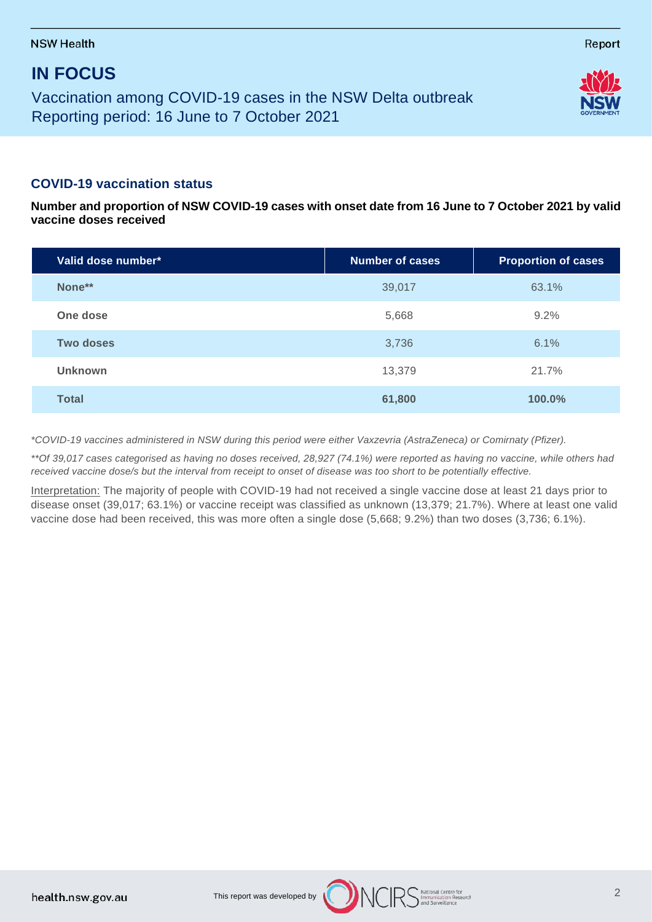# IN FOCUS

Vaccination among COVID-19 cases in the NSW Delta outbreak
Reporting period: 16 June to 7 October 2021

## COVID-19 vaccination status

**Number and proportion of NSW COVID-19 cases with onset date from 16 June to 7 October 2021 by valid vaccine doses received**

| Valid dose number* | Number of cases | Proportion of cases |
|---|---|---|
| **None**** | 39,017 | 63.1% |
| **One dose** | 5,668 | 9.2% |
| **Two doses** | 3,736 | 6.1% |
| **Unknown** | 13,379 | 21.7% |
| **Total** | **61,800** | **100.0%** |

*\*COVID-19 vaccines administered in NSW during this period were either Vaxzevria (AstraZeneca) or Comirnaty (Pfizer).*

*\*\*Of 39,017 cases categorised as having no doses received, 28,927 (74.1%) were reported as having no vaccine, while others had received vaccine dose/s but the interval from receipt to onset of disease was too short to be potentially effective.*

Interpretation: The majority of people with COVID-19 had not received a single vaccine dose at least 21 days prior to disease onset (39,017; 63.1%) or vaccine receipt was classified as unknown (13,379; 21.7%). Where at least one valid vaccine dose had been received, this was more often a single dose (5,668; 9.2%) than two doses (3,736; 6.1%).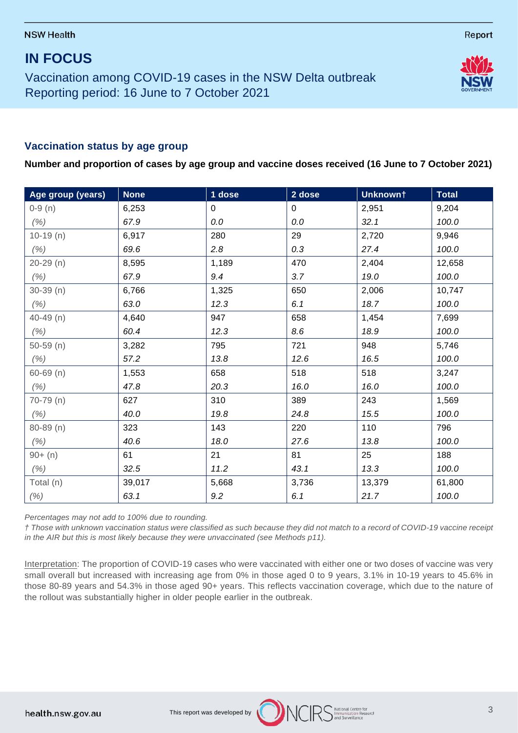# IN FOCUS

Vaccination among COVID-19 cases in the NSW Delta outbreak
Reporting period: 16 June to 7 October 2021

## Vaccination status by age group

**Number and proportion of cases by age group and vaccine doses received (16 June to 7 October 2021)**

| Age group (years) | None | 1 dose | 2 dose | Unknown† | Total |
|---|---|---|---|---|---|
| 0-9 (n) | 6,253 | 0 | 0 | 2,951 | 9,204 |
| *(%)* | *67.9* | *0.0* | *0.0* | *32.1* | *100.0* |
| 10-19 (n) | 6,917 | 280 | 29 | 2,720 | 9,946 |
| *(%)* | *69.6* | *2.8* | *0.3* | *27.4* | *100.0* |
| 20-29 (n) | 8,595 | 1,189 | 470 | 2,404 | 12,658 |
| *(%)* | *67.9* | *9.4* | *3.7* | *19.0* | *100.0* |
| 30-39 (n) | 6,766 | 1,325 | 650 | 2,006 | 10,747 |
| *(%)* | *63.0* | *12.3* | *6.1* | *18.7* | *100.0* |
| 40-49 (n) | 4,640 | 947 | 658 | 1,454 | 7,699 |
| *(%)* | *60.4* | *12.3* | *8.6* | *18.9* | *100.0* |
| 50-59 (n) | 3,282 | 795 | 721 | 948 | 5,746 |
| *(%)* | *57.2* | *13.8* | *12.6* | *16.5* | *100.0* |
| 60-69 (n) | 1,553 | 658 | 518 | 518 | 3,247 |
| *(%)* | *47.8* | *20.3* | *16.0* | *16.0* | *100.0* |
| 70-79 (n) | 627 | 310 | 389 | 243 | 1,569 |
| *(%)* | *40.0* | *19.8* | *24.8* | *15.5* | *100.0* |
| 80-89 (n) | 323 | 143 | 220 | 110 | 796 |
| *(%)* | *40.6* | *18.0* | *27.6* | *13.8* | *100.0* |
| 90+ (n) | 61 | 21 | 81 | 25 | 188 |
| *(%)* | *32.5* | *11.2* | *43.1* | *13.3* | *100.0* |
| Total (n) | 39,017 | 5,668 | 3,736 | 13,379 | 61,800 |
| *(%)* | *63.1* | *9.2* | *6.1* | *21.7* | *100.0* |

*Percentages may not add to 100% due to rounding.*

*† Those with unknown vaccination status were classified as such because they did not match to a record of COVID-19 vaccine receipt in the AIR but this is most likely because they were unvaccinated (see Methods p11).*

Interpretation: The proportion of COVID-19 cases who were vaccinated with either one or two doses of vaccine was very small overall but increased with increasing age from 0% in those aged 0 to 9 years, 3.1% in 10-19 years to 45.6% in those 80-89 years and 54.3% in those aged 90+ years. This reflects vaccination coverage, which due to the nature of the rollout was substantially higher in older people earlier in the outbreak.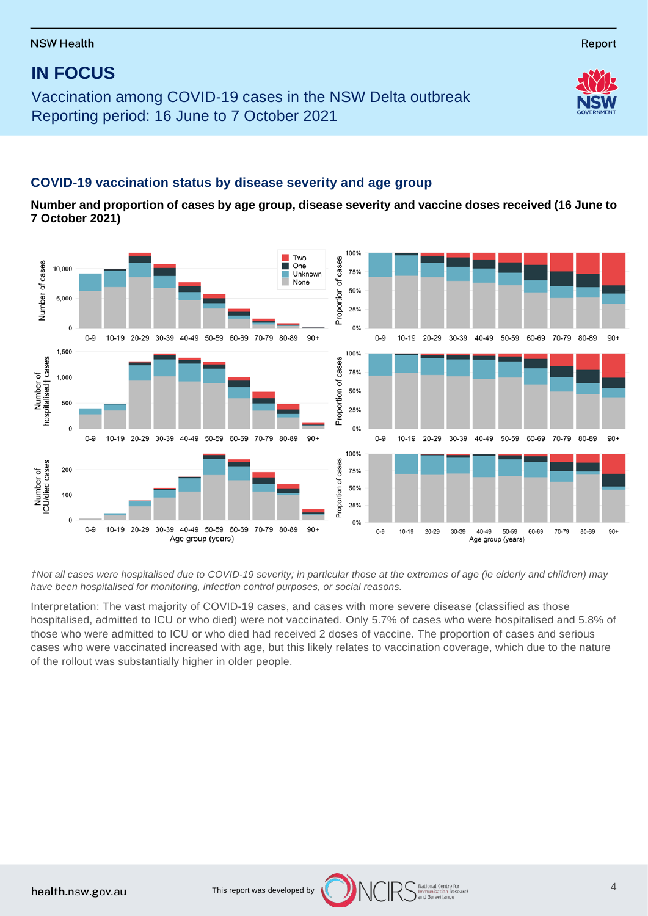## IN FOCUS

Vaccination among COVID-19 cases in the NSW Delta outbreak
Reporting period: 16 June to 7 October 2021

### COVID-19 vaccination status by disease severity and age group

**Number and proportion of cases by age group, disease severity and vaccine doses received (16 June to 7 October 2021)**

*†Not all cases were hospitalised due to COVID-19 severity; in particular those at the extremes of age (ie elderly and children) may have been hospitalised for monitoring, infection control purposes, or social reasons.*

Interpretation: The vast majority of COVID-19 cases, and cases with more severe disease (classified as those hospitalised, admitted to ICU or who died) were not vaccinated. Only 5.7% of cases who were hospitalised and 5.8% of those who were admitted to ICU or who died had received 2 doses of vaccine. The proportion of cases and serious cases who were vaccinated increased with age, but this likely relates to vaccination coverage, which due to the nature of the rollout was substantially higher in older people.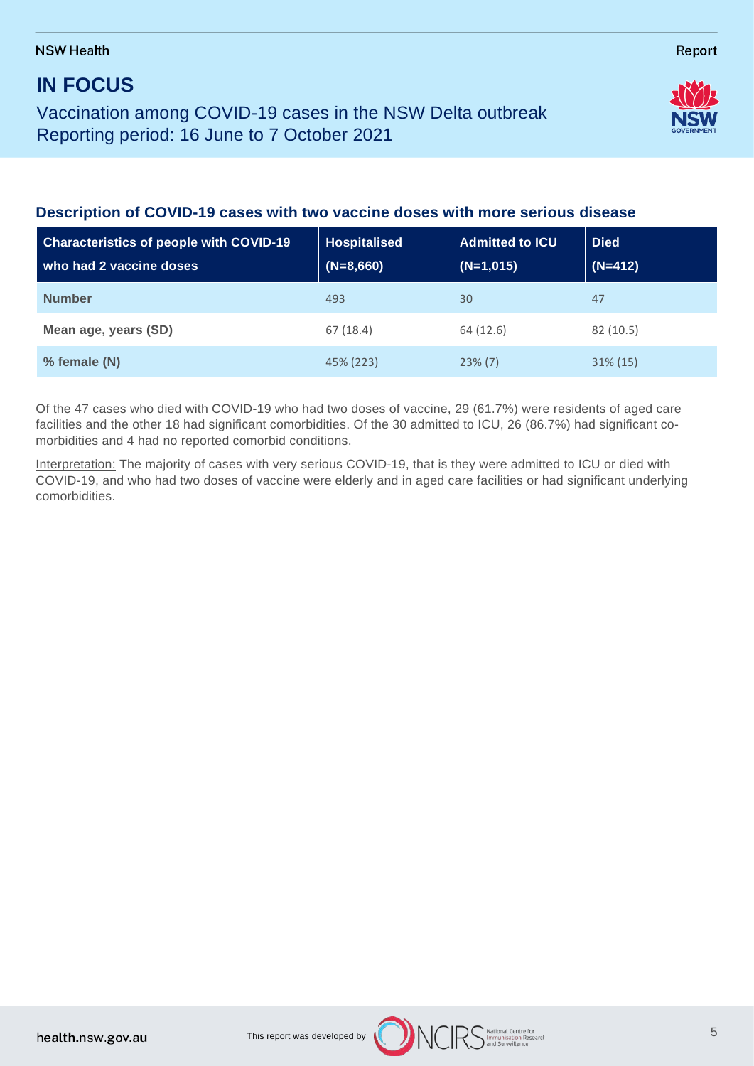# IN FOCUS

Vaccination among COVID-19 cases in the NSW Delta outbreak
Reporting period: 16 June to 7 October 2021

## Description of COVID-19 cases with two vaccine doses with more serious disease

| Characteristics of people with COVID-19 who had 2 vaccine doses | Hospitalised (N=8,660) | Admitted to ICU (N=1,015) | Died (N=412) |
|---|---|---|---|
| **Number** | 493 | 30 | 47 |
| **Mean age, years (SD)** | 67 (18.4) | 64 (12.6) | 82 (10.5) |
| **% female (N)** | 45% (223) | 23% (7) | 31% (15) |

Of the 47 cases who died with COVID-19 who had two doses of vaccine, 29 (61.7%) were residents of aged care facilities and the other 18 had significant comorbidities. Of the 30 admitted to ICU, 26 (86.7%) had significant co-morbidities and 4 had no reported comorbid conditions.

Interpretation: The majority of cases with very serious COVID-19, that is they were admitted to ICU or died with COVID-19, and who had two doses of vaccine were elderly and in aged care facilities or had significant underlying comorbidities.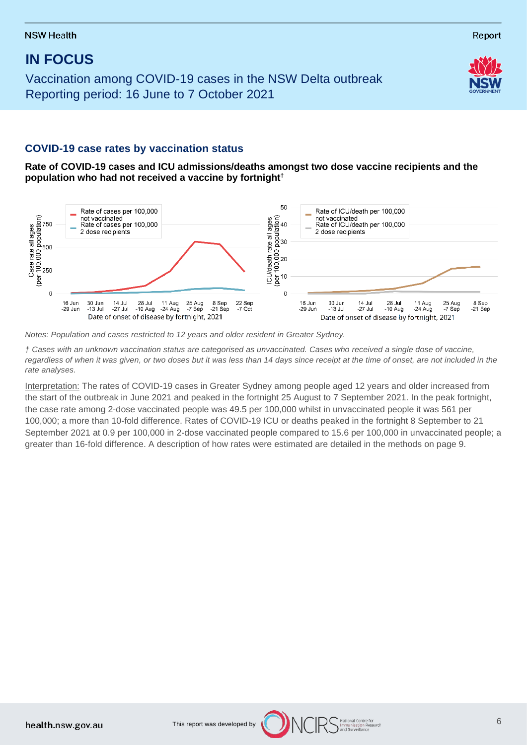## IN FOCUS

Vaccination among COVID-19 cases in the NSW Delta outbreak
Reporting period: 16 June to 7 October 2021

### COVID-19 case rates by vaccination status

**Rate of COVID-19 cases and ICU admissions/deaths amongst two dose vaccine recipients and the population who had not received a vaccine by fortnight†**

*Notes: Population and cases restricted to 12 years and older resident in Greater Sydney.*

*† Cases with an unknown vaccination status are categorised as unvaccinated. Cases who received a single dose of vaccine, regardless of when it was given, or two doses but it was less than 14 days since receipt at the time of onset, are not included in the rate analyses.*

Interpretation: The rates of COVID-19 cases in Greater Sydney among people aged 12 years and older increased from the start of the outbreak in June 2021 and peaked in the fortnight 25 August to 7 September 2021. In the peak fortnight, the case rate among 2-dose vaccinated people was 49.5 per 100,000 whilst in unvaccinated people it was 561 per 100,000; a more than 10-fold difference. Rates of COVID-19 ICU or deaths peaked in the fortnight 8 September to 21 September 2021 at 0.9 per 100,000 in 2-dose vaccinated people compared to 15.6 per 100,000 in unvaccinated people; a greater than 16-fold difference. A description of how rates were estimated are detailed in the methods on page 9.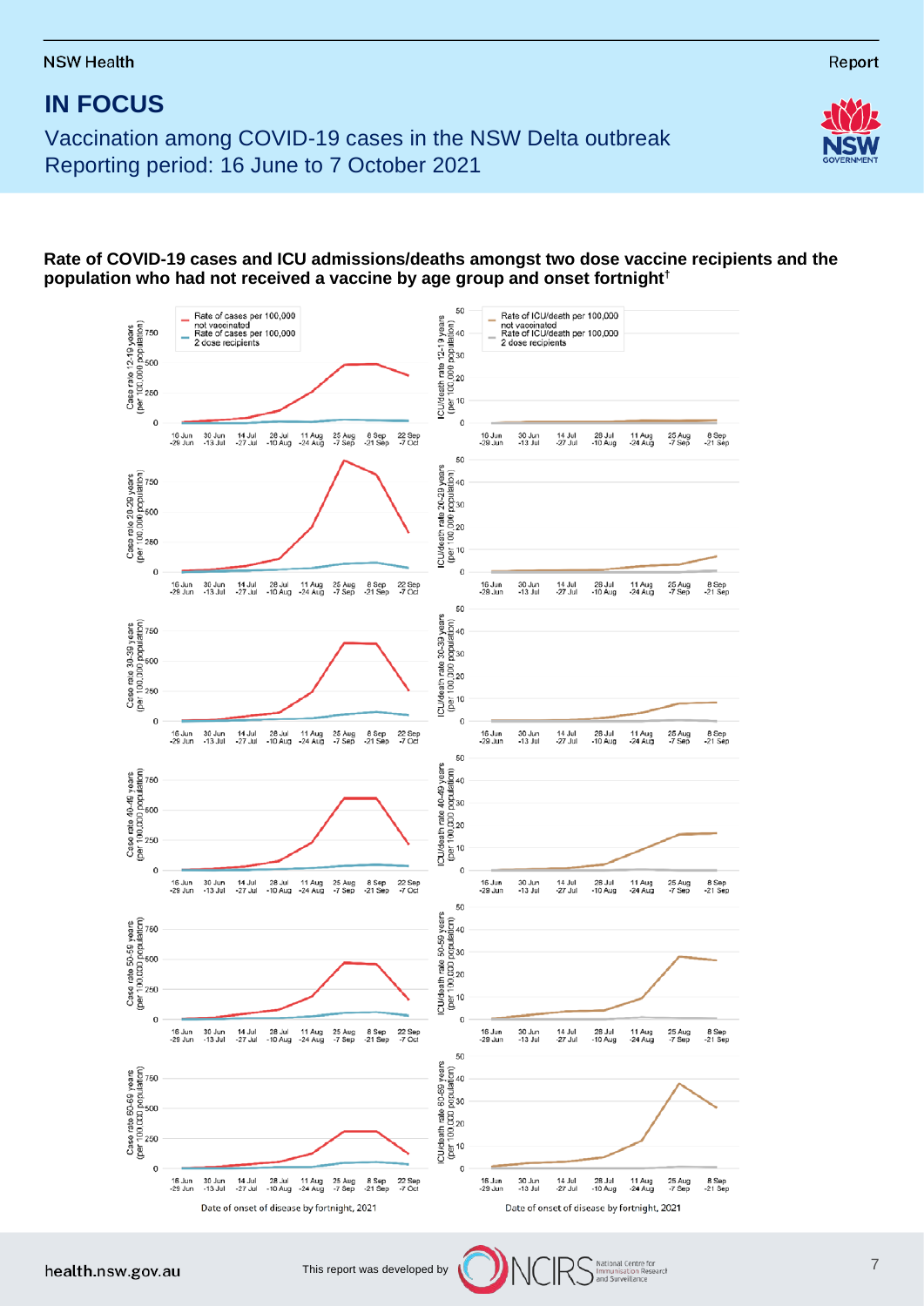# IN FOCUS

Vaccination among COVID-19 cases in the NSW Delta outbreak
Reporting period: 16 June to 7 October 2021

**Rate of COVID-19 cases and ICU admissions/deaths amongst two dose vaccine recipients and the population who had not received a vaccine by age group and onset fortnight†**

Date of onset of disease by fortnight, 2021

This report was developed by NCIRS National Centre for Immunisation Research and Surveillance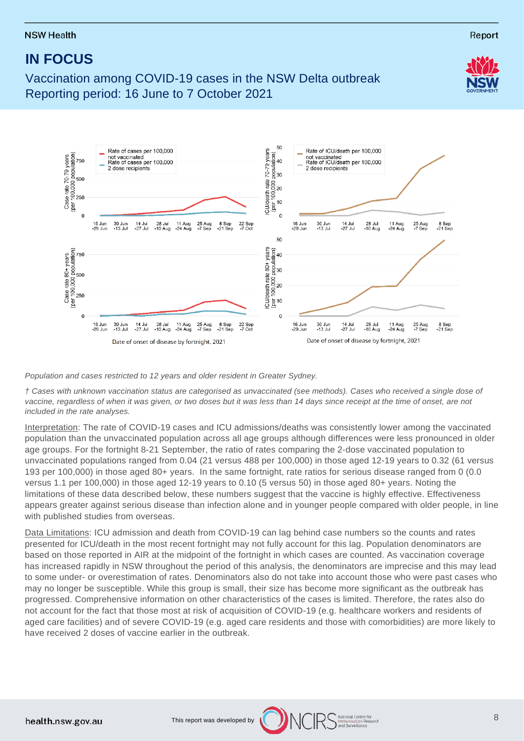# IN FOCUS

## Vaccination among COVID-19 cases in the NSW Delta outbreak
## Reporting period: 16 June to 7 October 2021

*Population and cases restricted to 12 years and older resident in Greater Sydney.*

*† Cases with unknown vaccination status are categorised as unvaccinated (see methods). Cases who received a single dose of vaccine, regardless of when it was given, or two doses but it was less than 14 days since receipt at the time of onset, are not included in the rate analyses.*

Interpretation: The rate of COVID-19 cases and ICU admissions/deaths was consistently lower among the vaccinated population than the unvaccinated population across all age groups although differences were less pronounced in older age groups. For the fortnight 8-21 September, the ratio of rates comparing the 2-dose vaccinated population to unvaccinated populations ranged from 0.04 (21 versus 488 per 100,000) in those aged 12-19 years to 0.32 (61 versus 193 per 100,000) in those aged 80+ years. In the same fortnight, rate ratios for serious disease ranged from 0 (0.0 versus 1.1 per 100,000) in those aged 12-19 years to 0.10 (5 versus 50) in those aged 80+ years. Noting the limitations of these data described below, these numbers suggest that the vaccine is highly effective. Effectiveness appears greater against serious disease than infection alone and in younger people compared with older people, in line with published studies from overseas.

Data Limitations: ICU admission and death from COVID-19 can lag behind case numbers so the counts and rates presented for ICU/death in the most recent fortnight may not fully account for this lag. Population denominators are based on those reported in AIR at the midpoint of the fortnight in which cases are counted. As vaccination coverage has increased rapidly in NSW throughout the period of this analysis, the denominators are imprecise and this may lead to some under- or overestimation of rates. Denominators also do not take into account those who were past cases who may no longer be susceptible. While this group is small, their size has become more significant as the outbreak has progressed. Comprehensive information on other characteristics of the cases is limited. Therefore, the rates also do not account for the fact that those most at risk of acquisition of COVID-19 (e.g. healthcare workers and residents of aged care facilities) and of severe COVID-19 (e.g. aged care residents and those with comorbidities) are more likely to have received 2 doses of vaccine earlier in the outbreak.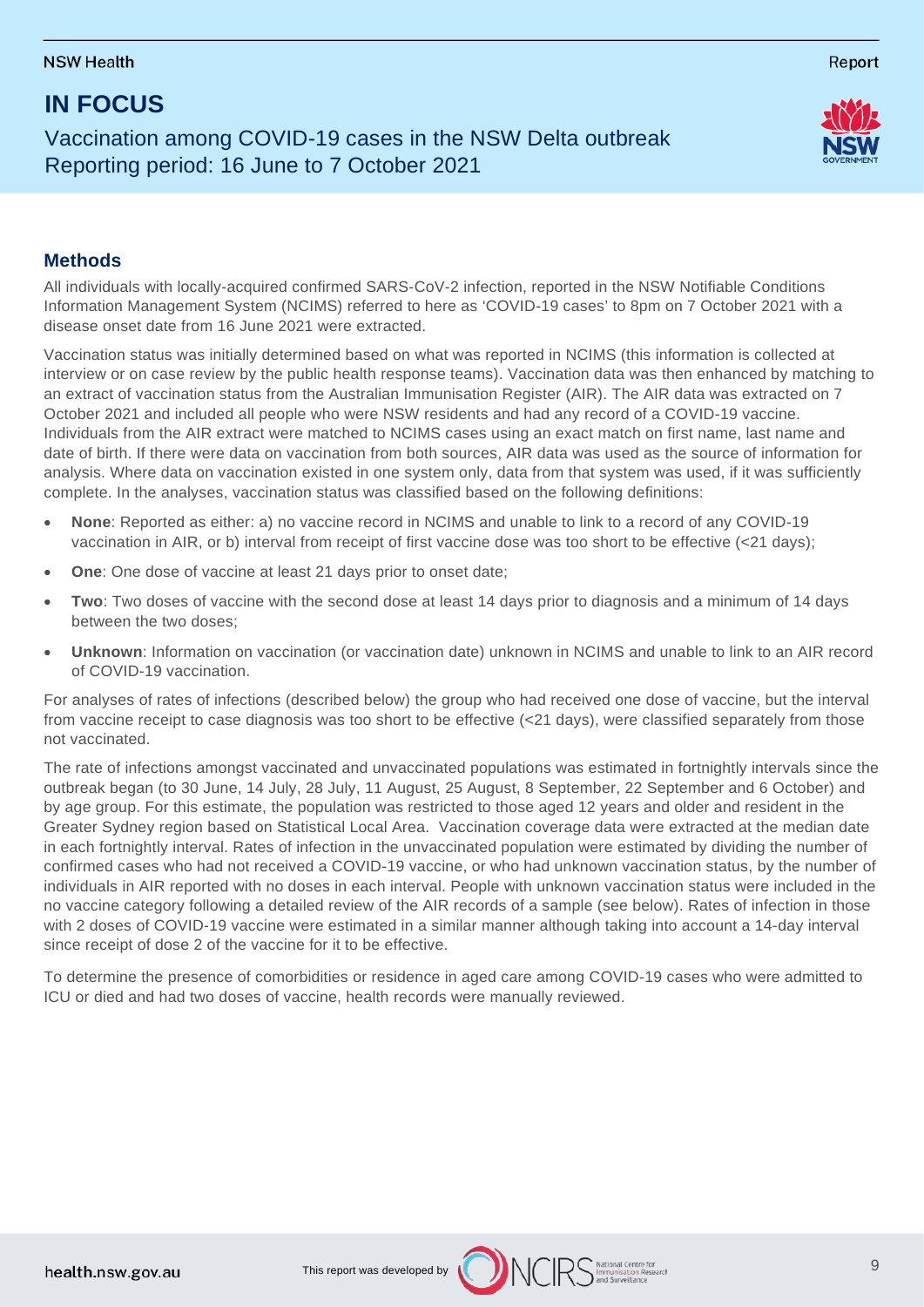## Methods

All individuals with locally-acquired confirmed SARS-CoV-2 infection, reported in the NSW Notifiable Conditions Information Management System (NCIMS) referred to here as 'COVID-19 cases' to 8pm on 7 October 2021 with a disease onset date from 16 June 2021 were extracted.

Vaccination status was initially determined based on what was reported in NCIMS (this information is collected at interview or on case review by the public health response teams). Vaccination data was then enhanced by matching to an extract of vaccination status from the Australian Immunisation Register (AIR). The AIR data was extracted on 7 October 2021 and included all people who were NSW residents and had any record of a COVID-19 vaccine. Individuals from the AIR extract were matched to NCIMS cases using an exact match on first name, last name and date of birth. If there were data on vaccination from both sources, AIR data was used as the source of information for analysis. Where data on vaccination existed in one system only, data from that system was used, if it was sufficiently complete. In the analyses, vaccination status was classified based on the following definitions:

- **None**: Reported as either: a) no vaccine record in NCIMS and unable to link to a record of any COVID-19 vaccination in AIR, or b) interval from receipt of first vaccine dose was too short to be effective (<21 days);
- **One**: One dose of vaccine at least 21 days prior to onset date;
- **Two**: Two doses of vaccine with the second dose at least 14 days prior to diagnosis and a minimum of 14 days between the two doses;
- **Unknown**: Information on vaccination (or vaccination date) unknown in NCIMS and unable to link to an AIR record of COVID-19 vaccination.

For analyses of rates of infections (described below) the group who had received one dose of vaccine, but the interval from vaccine receipt to case diagnosis was too short to be effective (<21 days), were classified separately from those not vaccinated.

The rate of infections amongst vaccinated and unvaccinated populations was estimated in fortnightly intervals since the outbreak began (to 30 June, 14 July, 28 July, 11 August, 25 August, 8 September, 22 September and 6 October) and by age group. For this estimate, the population was restricted to those aged 12 years and older and resident in the Greater Sydney region based on Statistical Local Area. Vaccination coverage data were extracted at the median date in each fortnightly interval. Rates of infection in the unvaccinated population were estimated by dividing the number of confirmed cases who had not received a COVID-19 vaccine, or who had unknown vaccination status, by the number of individuals in AIR reported with no doses in each interval. People with unknown vaccination status were included in the no vaccine category following a detailed review of the AIR records of a sample (see below). Rates of infection in those with 2 doses of COVID-19 vaccine were estimated in a similar manner although taking into account a 14-day interval since receipt of dose 2 of the vaccine for it to be effective.

To determine the presence of comorbidities or residence in aged care among COVID-19 cases who were admitted to ICU or died and had two doses of vaccine, health records were manually reviewed.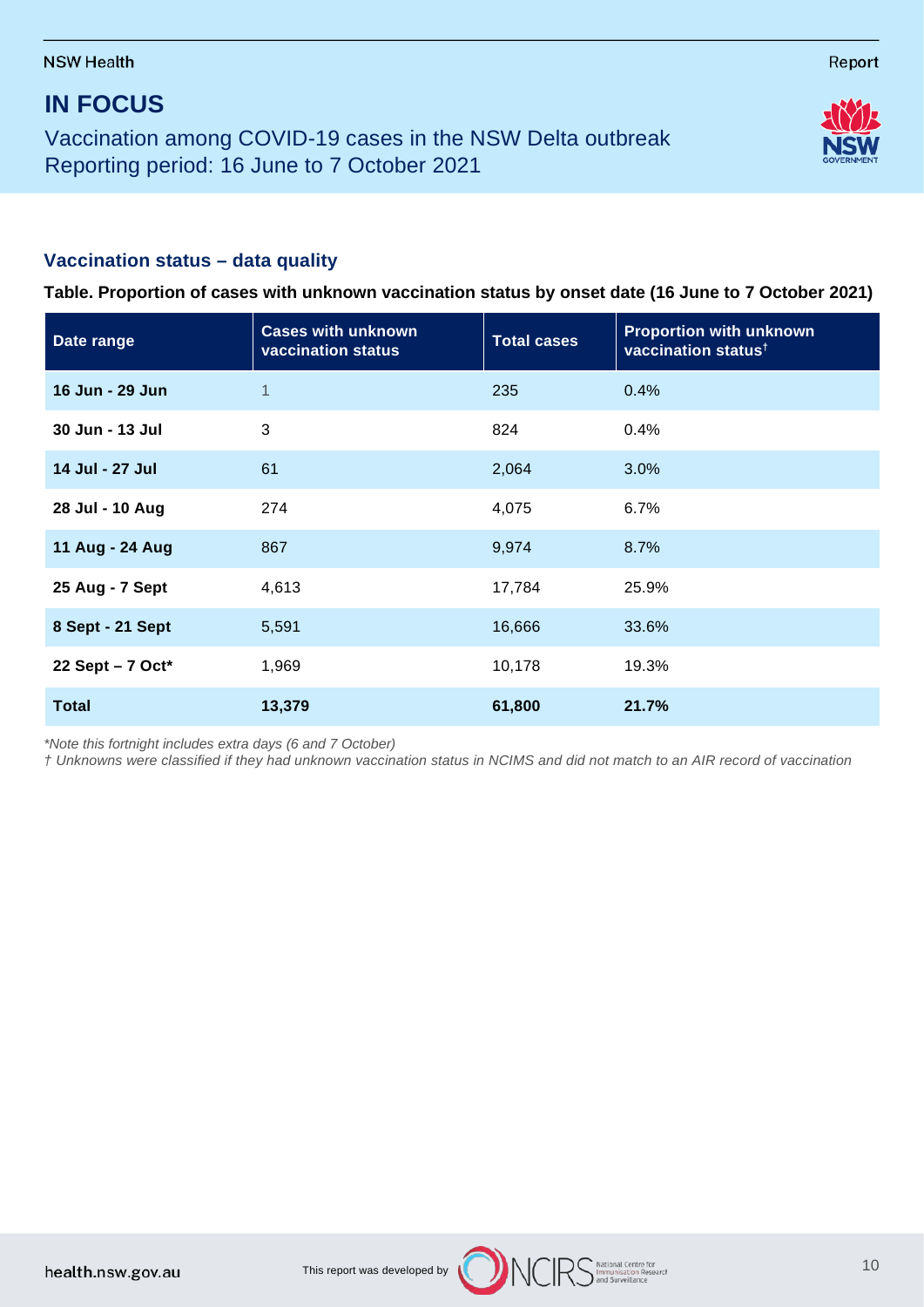# IN FOCUS

Vaccination among COVID-19 cases in the NSW Delta outbreak
Reporting period: 16 June to 7 October 2021

## Vaccination status – data quality

**Table. Proportion of cases with unknown vaccination status by onset date (16 June to 7 October 2021)**

| Date range | Cases with unknown vaccination status | Total cases | Proportion with unknown vaccination status† |
|---|---|---|---|
| **16 Jun - 29 Jun** | 1 | 235 | 0.4% |
| **30 Jun - 13 Jul** | 3 | 824 | 0.4% |
| **14 Jul - 27 Jul** | 61 | 2,064 | 3.0% |
| **28 Jul - 10 Aug** | 274 | 4,075 | 6.7% |
| **11 Aug - 24 Aug** | 867 | 9,974 | 8.7% |
| **25 Aug - 7 Sept** | 4,613 | 17,784 | 25.9% |
| **8 Sept - 21 Sept** | 5,591 | 16,666 | 33.6% |
| **22 Sept – 7 Oct*** | 1,969 | 10,178 | 19.3% |
| **Total** | **13,379** | **61,800** | **21.7%** |

*Note this fortnight includes extra days (6 and 7 October)*

*† Unknowns were classified if they had unknown vaccination status in NCIMS and did not match to an AIR record of vaccination*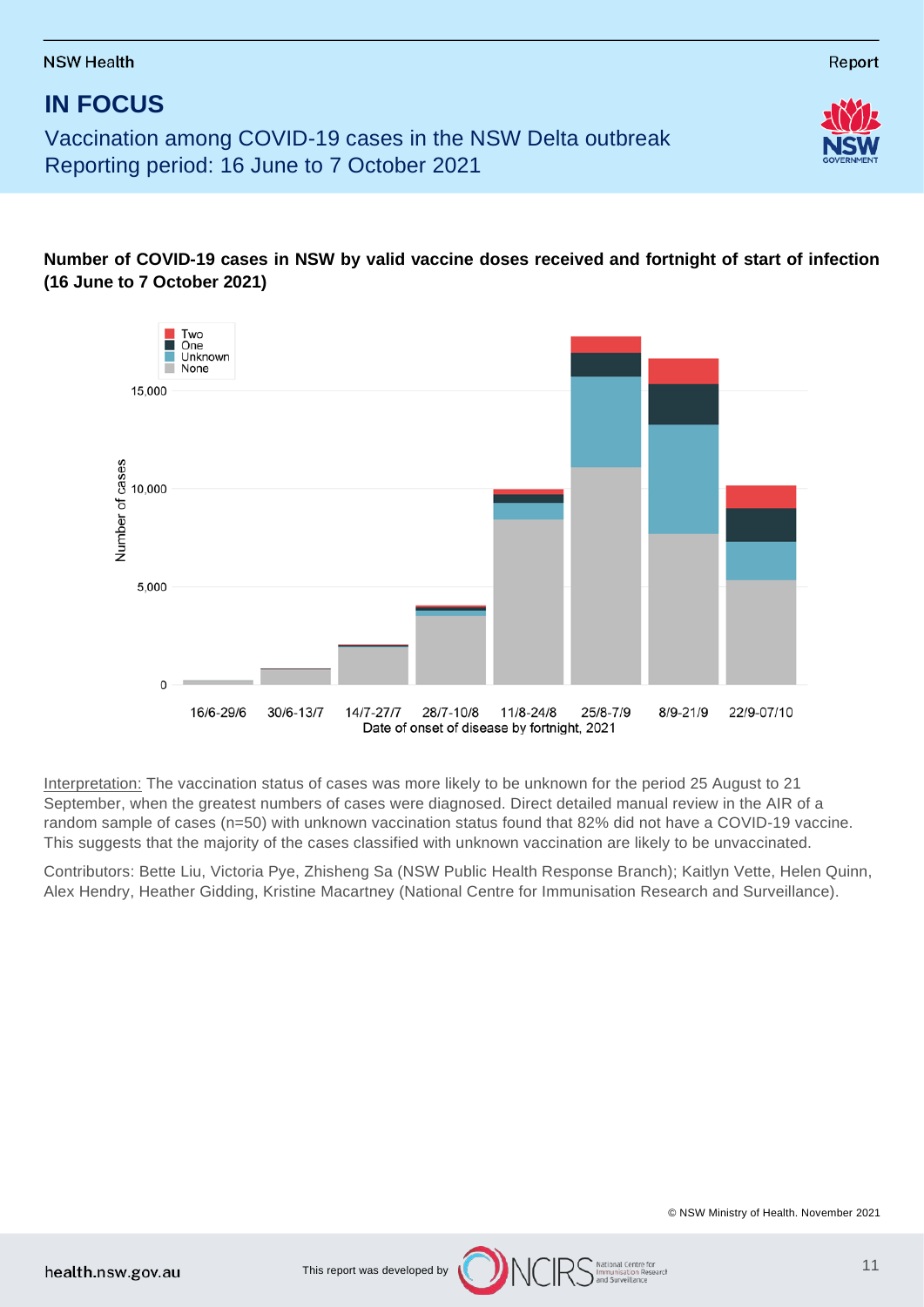NSW Health

Report

# IN FOCUS

## Vaccination among COVID-19 cases in the NSW Delta outbreak
## Reporting period: 16 June to 7 October 2021

**Number of COVID-19 cases in NSW by valid vaccine doses received and fortnight of start of infection (16 June to 7 October 2021)**

Two
One
Unknown
None

Number of cases

15,000
10,000
5,000
0

16/6-29/6
30/6-13/7
14/7-27/7
28/7-10/8
11/8-24/8
25/8-7/9
8/9-21/9
22/9-07/10

Date of onset of disease by fortnight, 2021

Interpretation: The vaccination status of cases was more likely to be unknown for the period 25 August to 21 September, when the greatest numbers of cases were diagnosed. Direct detailed manual review in the AIR of a random sample of cases (n=50) with unknown vaccination status found that 82% did not have a COVID-19 vaccine. This suggests that the majority of the cases classified with unknown vaccination are likely to be unvaccinated.

Contributors: Bette Liu, Victoria Pye, Zhisheng Sa (NSW Public Health Response Branch); Kaitlyn Vette, Helen Quinn, Alex Hendry, Heather Gidding, Kristine Macartney (National Centre for Immunisation Research and Surveillance).

© NSW Ministry of Health. November 2021

health.nsw.gov.au

This report was developed by NCIRS National Centre for Immunisation Research and Surveillance